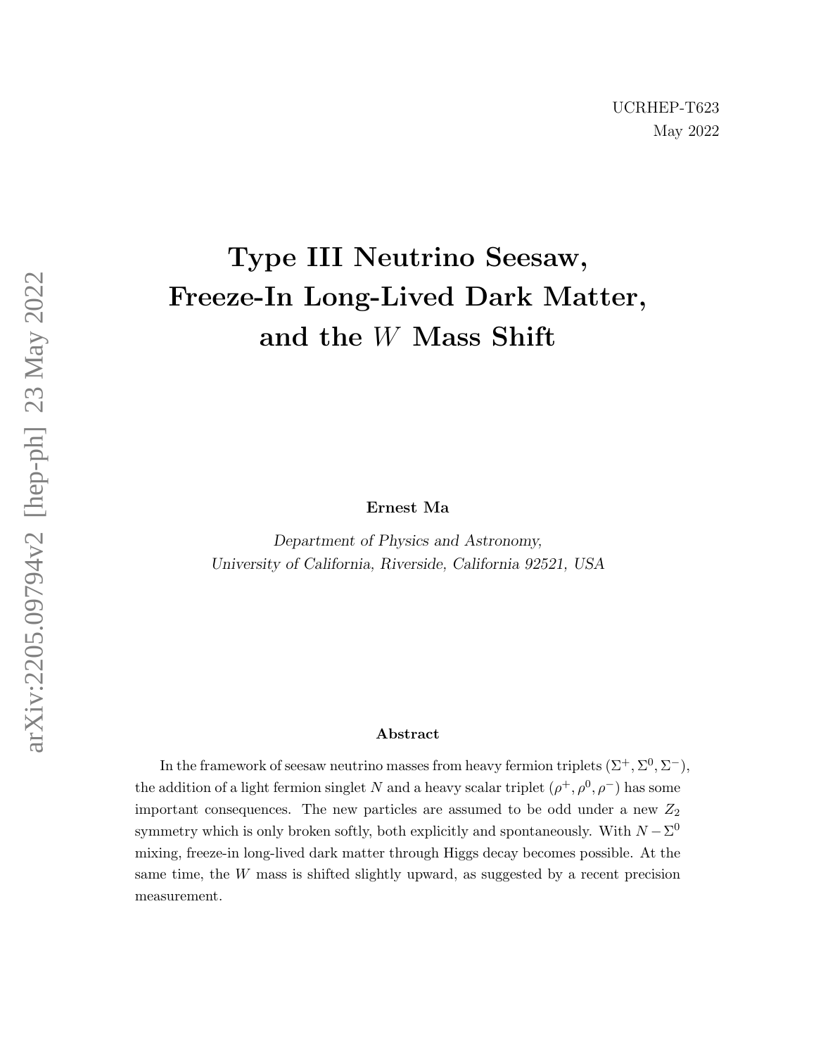UCRHEP-T623
May 2022

# Type III Neutrino Seesaw, Freeze-In Long-Lived Dark Matter, and the $W$ Mass Shift

**Ernest Ma**

*Department of Physics and Astronomy,*
*University of California, Riverside, California 92521, USA*

## Abstract

In the framework of seesaw neutrino masses from heavy fermion triplets $(\Sigma^+, \Sigma^0, \Sigma^-)$, the addition of a light fermion singlet $N$ and a heavy scalar triplet $(\rho^+, \rho^0, \rho^-)$ has some important consequences. The new particles are assumed to be odd under a new $Z_2$ symmetry which is only broken softly, both explicitly and spontaneously. With $N - \Sigma^0$ mixing, freeze-in long-lived dark matter through Higgs decay becomes possible. At the same time, the $W$ mass is shifted slightly upward, as suggested by a recent precision measurement.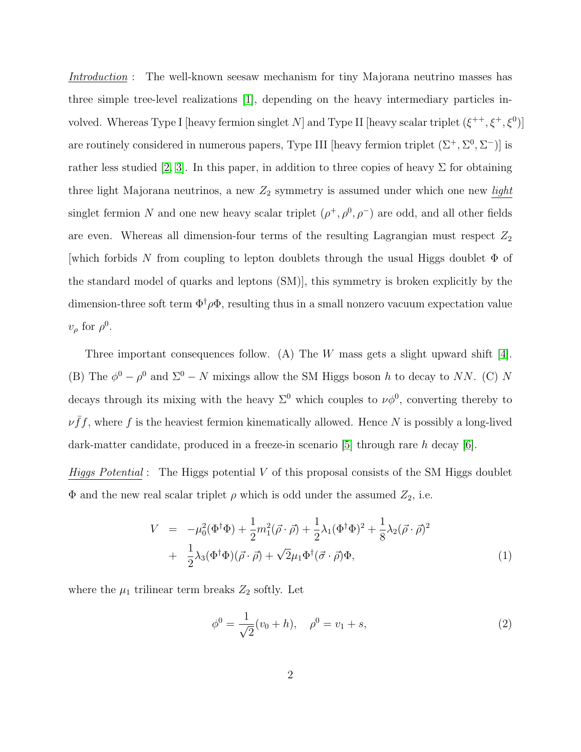*Introduction* : The well-known seesaw mechanism for tiny Majorana neutrino masses has three simple tree-level realizations [1], depending on the heavy intermediary particles involved. Whereas Type I [heavy fermion singlet $N$] and Type II [heavy scalar triplet $(\xi^{++}, \xi^{+}, \xi^{0})$] are routinely considered in numerous papers, Type III [heavy fermion triplet $(\Sigma^{+}, \Sigma^{0}, \Sigma^{-})$] is rather less studied [2, 3]. In this paper, in addition to three copies of heavy $\Sigma$ for obtaining three light Majorana neutrinos, a new $Z_2$ symmetry is assumed under which one new *light* singlet fermion $N$ and one new heavy scalar triplet $(\rho^{+}, \rho^{0}, \rho^{-})$ are odd, and all other fields are even. Whereas all dimension-four terms of the resulting Lagrangian must respect $Z_2$ [which forbids $N$ from coupling to lepton doublets through the usual Higgs doublet $\Phi$ of the standard model of quarks and leptons (SM)], this symmetry is broken explicitly by the dimension-three soft term $\Phi^{\dagger}\rho\Phi$, resulting thus in a small nonzero vacuum expectation value $v_\rho$ for $\rho^0$.

Three important consequences follow. (A) The $W$ mass gets a slight upward shift [4]. (B) The $\phi^0 - \rho^0$ and $\Sigma^0 - N$ mixings allow the SM Higgs boson $h$ to decay to $NN$. (C) $N$ decays through its mixing with the heavy $\Sigma^0$ which couples to $\nu\phi^0$, converting thereby to $\nu\bar{f}f$, where $f$ is the heaviest fermion kinematically allowed. Hence $N$ is possibly a long-lived dark-matter candidate, produced in a freeze-in scenario [5] through rare $h$ decay [6].

*Higgs Potential* : The Higgs potential $V$ of this proposal consists of the SM Higgs doublet $\Phi$ and the new real scalar triplet $\rho$ which is odd under the assumed $Z_2$, i.e.

$$
\begin{aligned}
V &= -\mu_0^2(\Phi^\dagger\Phi) + \frac{1}{2}m_1^2(\vec{\rho}\cdot\vec{\rho}) + \frac{1}{2}\lambda_1(\Phi^\dagger\Phi)^2 + \frac{1}{8}\lambda_2(\vec{\rho}\cdot\vec{\rho})^2 \\
&+ \frac{1}{2}\lambda_3(\Phi^\dagger\Phi)(\vec{\rho}\cdot\vec{\rho}) + \sqrt{2}\mu_1\Phi^\dagger(\vec{\sigma}\cdot\vec{\rho})\Phi,
\end{aligned} \tag{1}
$$

where the $\mu_1$ trilinear term breaks $Z_2$ softly. Let

$$
\phi^0 = \frac{1}{\sqrt{2}}(v_0 + h), \quad \rho^0 = v_1 + s, \tag{2}
$$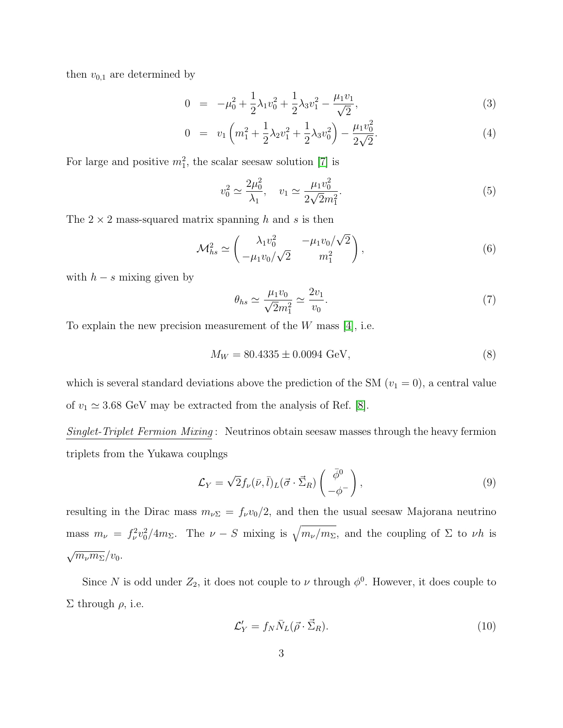then $v_{0,1}$ are determined by

$$0 = -\mu_0^2 + \frac{1}{2}\lambda_1 v_0^2 + \frac{1}{2}\lambda_3 v_1^2 - \frac{\mu_1 v_1}{\sqrt{2}}, \tag{3}$$

$$0 = v_1\left(m_1^2 + \frac{1}{2}\lambda_2 v_1^2 + \frac{1}{2}\lambda_3 v_0^2\right) - \frac{\mu_1 v_0^2}{2\sqrt{2}}. \tag{4}$$

For large and positive $m_1^2$, the scalar seesaw solution [7] is

$$v_0^2 \simeq \frac{2\mu_0^2}{\lambda_1}, \quad v_1 \simeq \frac{\mu_1 v_0^2}{2\sqrt{2}m_1^2}. \tag{5}$$

The $2 \times 2$ mass-squared matrix spanning $h$ and $s$ is then

$$\mathcal{M}_{hs}^2 \simeq \begin{pmatrix} \lambda_1 v_0^2 & -\mu_1 v_0/\sqrt{2} \\ -\mu_1 v_0/\sqrt{2} & m_1^2 \end{pmatrix}, \tag{6}$$

with $h - s$ mixing given by

$$\theta_{hs} \simeq \frac{\mu_1 v_0}{\sqrt{2}m_1^2} \simeq \frac{2v_1}{v_0}. \tag{7}$$

To explain the new precision measurement of the $W$ mass [4], i.e.

$$M_W = 80.4335 \pm 0.0094 \text{ GeV}, \tag{8}$$

which is several standard deviations above the prediction of the SM ($v_1 = 0$), a central value of $v_1 \simeq 3.68$ GeV may be extracted from the analysis of Ref. [8].

*Singlet-Triplet Fermion Mixing*: Neutrinos obtain seesaw masses through the heavy fermion triplets from the Yukawa couplngs

$$\mathcal{L}_Y = \sqrt{2}f_\nu(\bar{\nu}, \bar{l})_L(\vec{\sigma} \cdot \vec{\Sigma}_R)\begin{pmatrix} \bar{\phi}^0 \\ -\phi^- \end{pmatrix}, \tag{9}$$

resulting in the Dirac mass $m_{\nu\Sigma} = f_\nu v_0/2$, and then the usual seesaw Majorana neutrino mass $m_\nu = f_\nu^2 v_0^2/4m_\Sigma$. The $\nu - S$ mixing is $\sqrt{m_\nu/m_\Sigma}$, and the coupling of $\Sigma$ to $\nu h$ is $\sqrt{m_\nu m_\Sigma}/v_0$.

Since $N$ is odd under $Z_2$, it does not couple to $\nu$ through $\phi^0$. However, it does couple to $\Sigma$ through $\rho$, i.e.

$$\mathcal{L}'_Y = f_N \bar{N}_L(\vec{\rho} \cdot \vec{\Sigma}_R). \tag{10}$$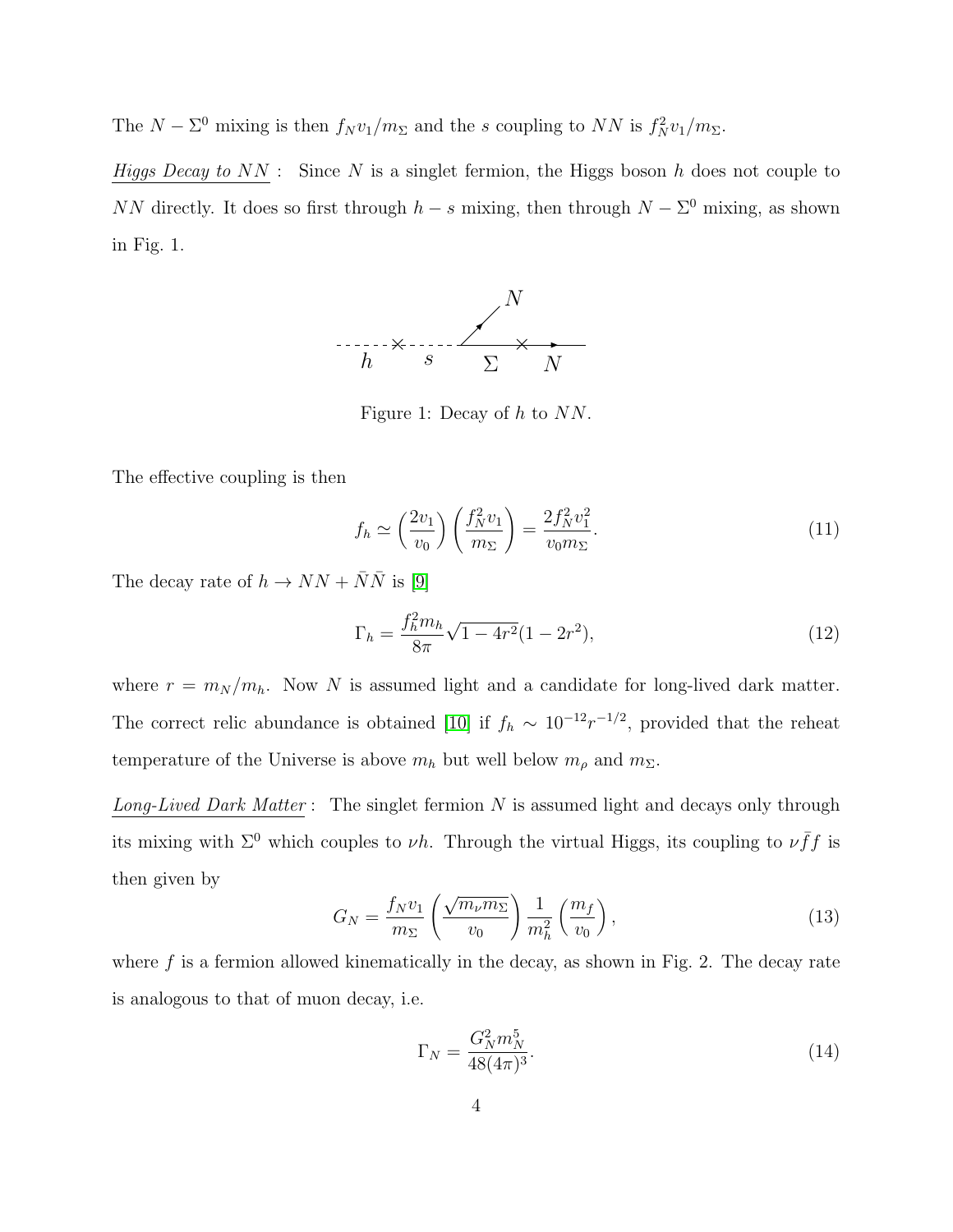The $N - \Sigma^0$ mixing is then $f_N v_1 / m_\Sigma$ and the $s$ coupling to $NN$ is $f_N^2 v_1 / m_\Sigma$.

*Higgs Decay to NN* : Since $N$ is a singlet fermion, the Higgs boson $h$ does not couple to $NN$ directly. It does so first through $h - s$ mixing, then through $N - \Sigma^0$ mixing, as shown in Fig. 1.

Figure 1: Decay of $h$ to $NN$.

The effective coupling is then

$$f_h \simeq \left(\frac{2v_1}{v_0}\right)\left(\frac{f_N^2 v_1}{m_\Sigma}\right) = \frac{2 f_N^2 v_1^2}{v_0 m_\Sigma}. \tag{11}$$

The decay rate of $h \to NN + \bar{N}\bar{N}$ is [9]

$$\Gamma_h = \frac{f_h^2 m_h}{8\pi}\sqrt{1-4r^2}(1-2r^2), \tag{12}$$

where $r = m_N/m_h$. Now $N$ is assumed light and a candidate for long-lived dark matter. The correct relic abundance is obtained [10] if $f_h \sim 10^{-12} r^{-1/2}$, provided that the reheat temperature of the Universe is above $m_h$ but well below $m_\rho$ and $m_\Sigma$.

*Long-Lived Dark Matter* : The singlet fermion $N$ is assumed light and decays only through its mixing with $\Sigma^0$ which couples to $\nu h$. Through the virtual Higgs, its coupling to $\nu \bar{f} f$ is then given by

$$G_N = \frac{f_N v_1}{m_\Sigma}\left(\frac{\sqrt{m_\nu m_\Sigma}}{v_0}\right)\frac{1}{m_h^2}\left(\frac{m_f}{v_0}\right), \tag{13}$$

where $f$ is a fermion allowed kinematically in the decay, as shown in Fig. 2. The decay rate is analogous to that of muon decay, i.e.

$$\Gamma_N = \frac{G_N^2 m_N^5}{48(4\pi)^3}. \tag{14}$$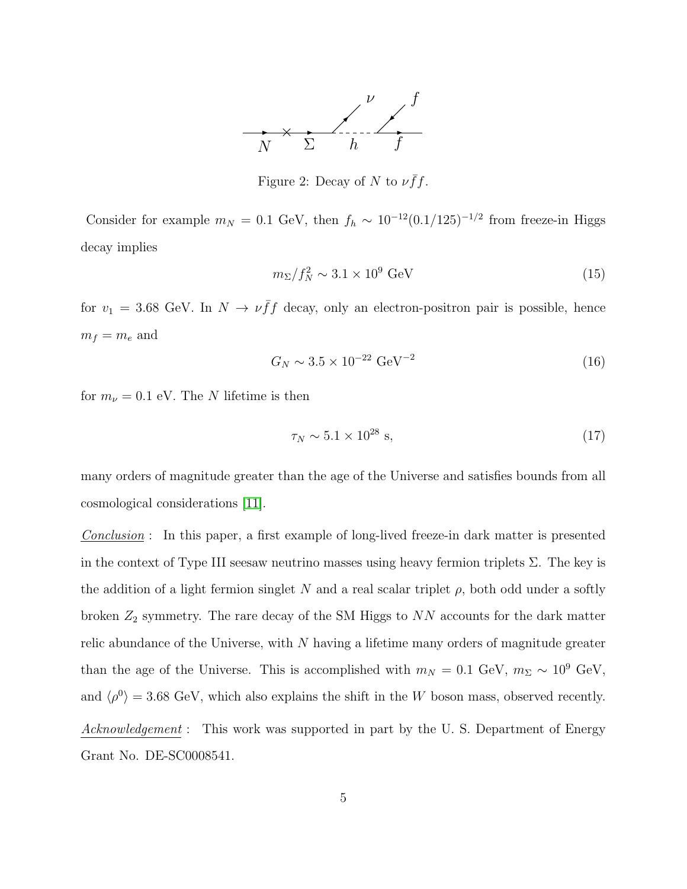Figure 2: Decay of $N$ to $\nu \bar{f} f$.

Consider for example $m_N = 0.1$ GeV, then $f_h \sim 10^{-12}(0.1/125)^{-1/2}$ from freeze-in Higgs decay implies

$$m_\Sigma / f_N^2 \sim 3.1 \times 10^9 \text{ GeV} \tag{15}$$

for $v_1 = 3.68$ GeV. In $N \to \nu \bar{f} f$ decay, only an electron-positron pair is possible, hence $m_f = m_e$ and

$$G_N \sim 3.5 \times 10^{-22} \text{ GeV}^{-2} \tag{16}$$

for $m_\nu = 0.1$ eV. The $N$ lifetime is then

$$\tau_N \sim 5.1 \times 10^{28} \text{ s}, \tag{17}$$

many orders of magnitude greater than the age of the Universe and satisfies bounds from all cosmological considerations [11].

*Conclusion* : In this paper, a first example of long-lived freeze-in dark matter is presented in the context of Type III seesaw neutrino masses using heavy fermion triplets $\Sigma$. The key is the addition of a light fermion singlet $N$ and a real scalar triplet $\rho$, both odd under a softly broken $Z_2$ symmetry. The rare decay of the SM Higgs to $NN$ accounts for the dark matter relic abundance of the Universe, with $N$ having a lifetime many orders of magnitude greater than the age of the Universe. This is accomplished with $m_N = 0.1$ GeV, $m_\Sigma \sim 10^9$ GeV, and $\langle \rho^0 \rangle = 3.68$ GeV, which also explains the shift in the $W$ boson mass, observed recently.

*Acknowledgement* : This work was supported in part by the U. S. Department of Energy Grant No. DE-SC0008541.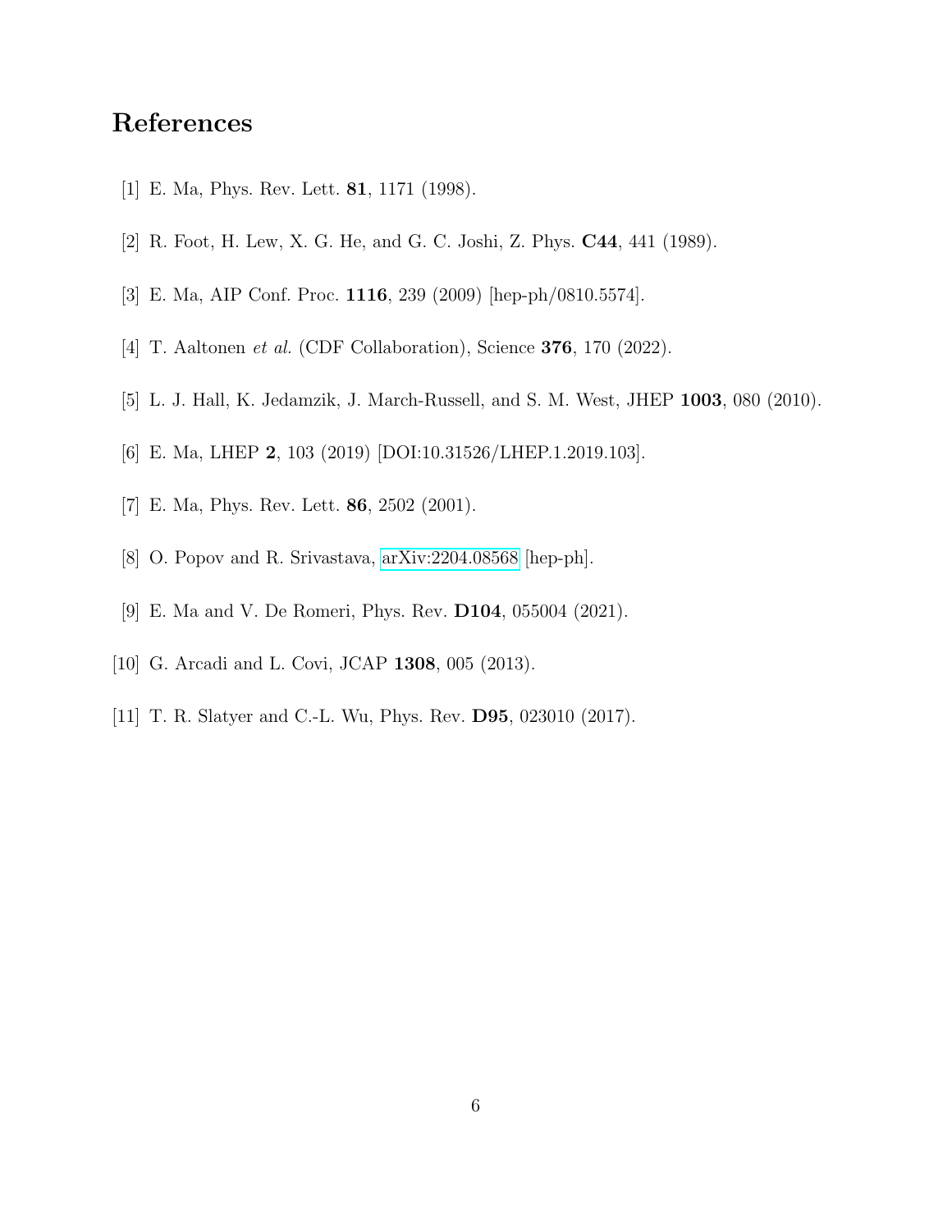# References

[1] E. Ma, Phys. Rev. Lett. **81**, 1171 (1998).

[2] R. Foot, H. Lew, X. G. He, and G. C. Joshi, Z. Phys. **C44**, 441 (1989).

[3] E. Ma, AIP Conf. Proc. **1116**, 239 (2009) [hep-ph/0810.5574].

[4] T. Aaltonen *et al.* (CDF Collaboration), Science **376**, 170 (2022).

[5] L. J. Hall, K. Jedamzik, J. March-Russell, and S. M. West, JHEP **1003**, 080 (2010).

[6] E. Ma, LHEP **2**, 103 (2019) [DOI:10.31526/LHEP.1.2019.103].

[7] E. Ma, Phys. Rev. Lett. **86**, 2502 (2001).

[8] O. Popov and R. Srivastava, arXiv:2204.08568 [hep-ph].

[9] E. Ma and V. De Romeri, Phys. Rev. **D104**, 055004 (2021).

[10] G. Arcadi and L. Covi, JCAP **1308**, 005 (2013).

[11] T. R. Slatyer and C.-L. Wu, Phys. Rev. **D95**, 023010 (2017).